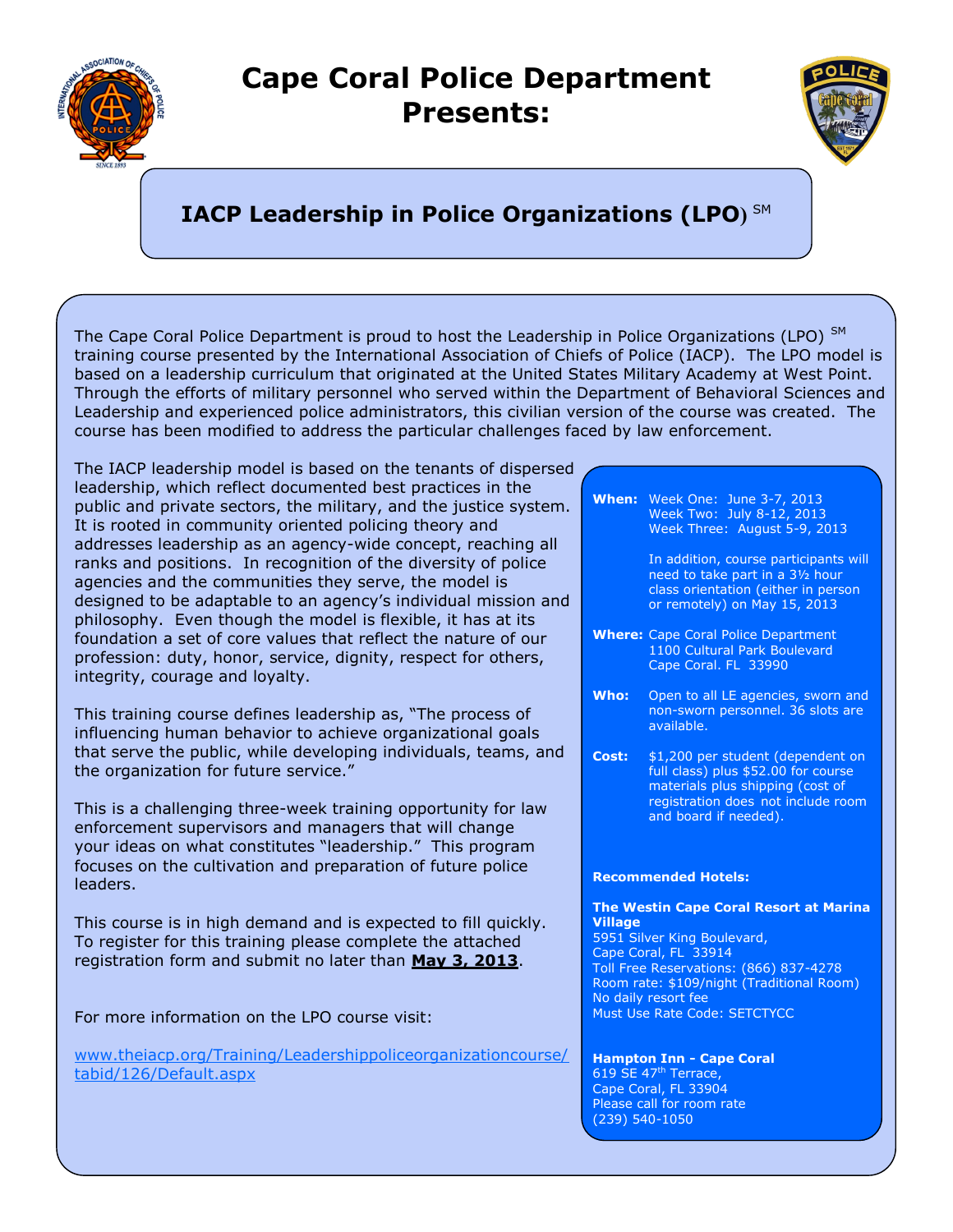# Cape Coral Police Department Presents:

## IACP Leadership in Police Organizations (LPO) [SM]

The Cape Coral Police Department is proud to host the Leadership in Police Organizations (LPO) [SM] training course presented by the International Association of Chiefs of Police (IACP). The LPO model is based on a leadership curriculum that originated at the United States Military Academy at West Point. Through the efforts of military personnel who served within the Department of Behavioral Sciences and Leadership and experienced police administrators, this civilian version of the course was created. The course has been modified to address the particular challenges faced by law enforcement.

The IACP leadership model is based on the tenants of dispersed leadership, which reflect documented best practices in the public and private sectors, the military, and the justice system. It is rooted in community oriented policing theory and addresses leadership as an agency-wide concept, reaching all ranks and positions. In recognition of the diversity of police agencies and the communities they serve, the model is designed to be adaptable to an agency's individual mission and philosophy. Even though the model is flexible, it has at its foundation a set of core values that reflect the nature of our profession: duty, honor, service, dignity, respect for others, integrity, courage and loyalty.

This training course defines leadership as, "The process of influencing human behavior to achieve organizational goals that serve the public, while developing individuals, teams, and the organization for future service."

This is a challenging three-week training opportunity for law enforcement supervisors and managers that will change your ideas on what constitutes "leadership." This program focuses on the cultivation and preparation of future police leaders.

This course is in high demand and is expected to fill quickly. To register for this training please complete the attached registration form and submit no later than **May 3, 2013**.

For more information on the LPO course visit:

www.theiacp.org/Training/Leadershippoliceorganizationcourse/tabid/126/Default.aspx

**When:** Week One: June 3-7, 2013
Week Two: July 8-12, 2013
Week Three: August 5-9, 2013

In addition, course participants will need to take part in a 3½ hour class orientation (either in person or remotely) on May 15, 2013

**Where:** Cape Coral Police Department
1100 Cultural Park Boulevard
Cape Coral. FL 33990

**Who:** Open to all LE agencies, sworn and non-sworn personnel. 36 slots are available.

**Cost:** $1,200 per student (dependent on full class) plus $52.00 for course materials plus shipping (cost of registration does not include room and board if needed).

**Recommended Hotels:**

**The Westin Cape Coral Resort at Marina Village**
5951 Silver King Boulevard,
Cape Coral, FL 33914
Toll Free Reservations: (866) 837-4278
Room rate: $109/night (Traditional Room)
No daily resort fee
Must Use Rate Code: SETCTYCC

**Hampton Inn - Cape Coral**
619 SE 47th Terrace,
Cape Coral, FL 33904
Please call for room rate
(239) 540-1050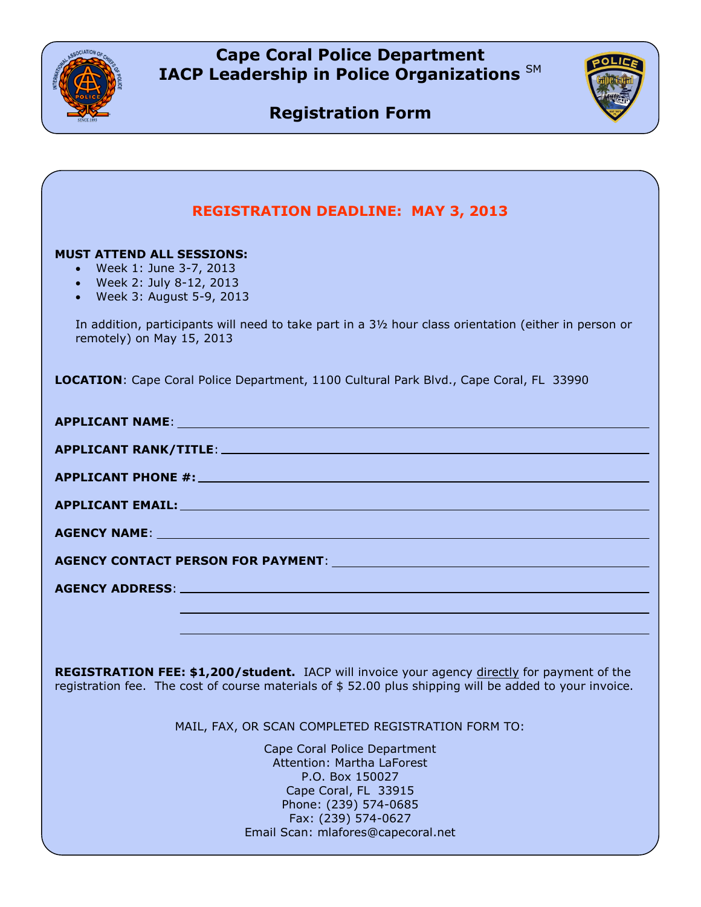# Cape Coral Police Department
# IACP Leadership in Police Organizations SM

## Registration Form

**REGISTRATION DEADLINE: MAY 3, 2013**

**MUST ATTEND ALL SESSIONS:**

- Week 1: June 3-7, 2013
- Week 2: July 8-12, 2013
- Week 3: August 5-9, 2013

In addition, participants will need to take part in a 3½ hour class orientation (either in person or remotely) on May 15, 2013

**LOCATION**: Cape Coral Police Department, 1100 Cultural Park Blvd., Cape Coral, FL 33990

**APPLICANT NAME**: ____________________

**APPLICANT RANK/TITLE**: ____________________

**APPLICANT PHONE #:** ____________________

**APPLICANT EMAIL:** ____________________

**AGENCY NAME**: ____________________

**AGENCY CONTACT PERSON FOR PAYMENT**: ____________________

**AGENCY ADDRESS**: ____________________

____________________

____________________

**REGISTRATION FEE: $1,200/student.** IACP will invoice your agency directly for payment of the registration fee. The cost of course materials of $ 52.00 plus shipping will be added to your invoice.

MAIL, FAX, OR SCAN COMPLETED REGISTRATION FORM TO:

Cape Coral Police Department
Attention: Martha LaForest
P.O. Box 150027
Cape Coral, FL 33915
Phone: (239) 574-0685
Fax: (239) 574-0627
Email Scan: mlafores@capecoral.net